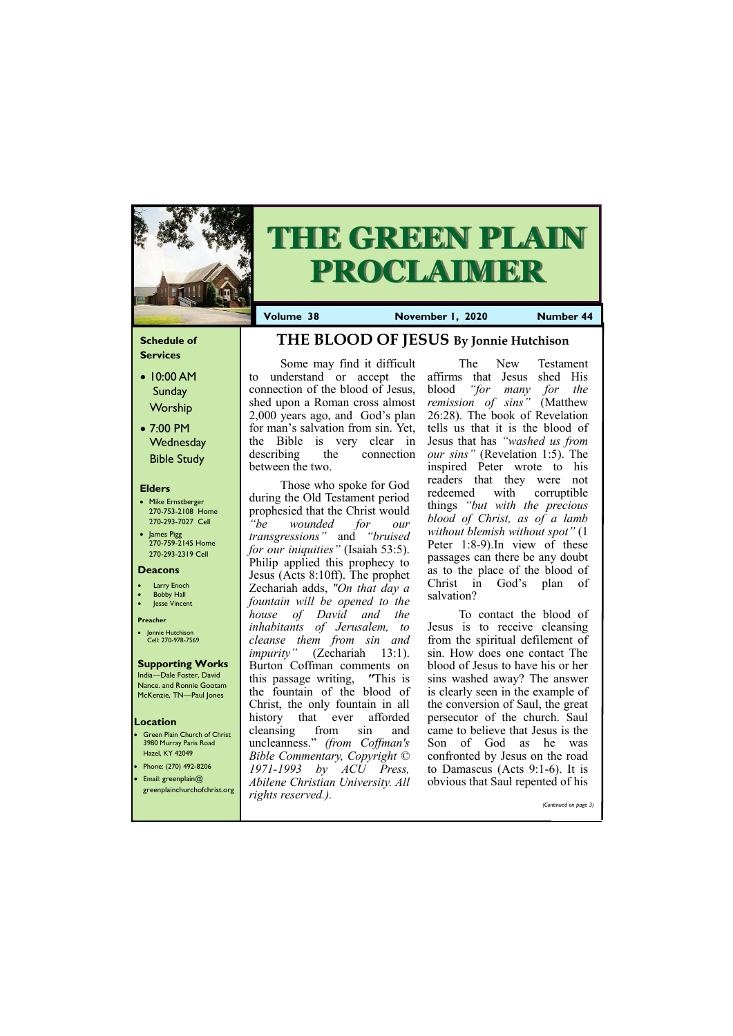# THE GREEN PLAIN PROCLAIMER

**Volume 38** | **November 1, 2020** | **Number 44**

## THE BLOOD OF JESUS By Jonnie Hutchison

Some may find it difficult to understand or accept the connection of the blood of Jesus, shed upon a Roman cross almost 2,000 years ago, and God's plan for man's salvation from sin. Yet, the Bible is very clear in describing the connection between the two.

Those who spoke for God during the Old Testament period prophesied that the Christ would *"be wounded for our transgressions"* and *"bruised for our iniquities"* (Isaiah 53:5). Philip applied this prophecy to Jesus (Acts 8:10ff). The prophet Zechariah adds, *"On that day a fountain will be opened to the house of David and the inhabitants of Jerusalem, to cleanse them from sin and impurity"* (Zechariah 13:1). Burton Coffman comments on this passage writing, "This is the fountain of the blood of Christ, the only fountain in all history that ever afforded cleansing from sin and uncleanness." *(from Coffman's Bible Commentary, Copyright © 1971-1993 by ACU Press, Abilene Christian University. All rights reserved.).*

The New Testament affirms that Jesus shed His blood *"for many for the remission of sins"* (Matthew 26:28). The book of Revelation tells us that it is the blood of Jesus that has *"washed us from our sins"* (Revelation 1:5). The inspired Peter wrote to his readers that they were not redeemed with corruptible things *"but with the precious blood of Christ, as of a lamb without blemish without spot"* (1 Peter 1:8-9).In view of these passages can there be any doubt as to the place of the blood of Christ in God's plan of salvation?

To contact the blood of Jesus is to receive cleansing from the spiritual defilement of sin. How does one contact The blood of Jesus to have his or her sins washed away? The answer is clearly seen in the example of the conversion of Saul, the great persecutor of the church. Saul came to believe that Jesus is the Son of God as he was confronted by Jesus on the road to Damascus (Acts 9:1-6). It is obvious that Saul repented of his

*(Continued on page 3)*

---

### Schedule of Services

- 10:00 AM Sunday Worship
- 7:00 PM Wednesday Bible Study

### Elders

- Mike Ernstberger 270-753-2108 Home 270-293-7027 Cell
- James Pigg 270-759-2145 Home 270-293-2319 Cell

### Deacons

- Larry Enoch
- Bobby Hall
- Jesse Vincent

### Preacher

- Jonnie Hutchison Cell: 270-978-7569

### Supporting Works

India—Dale Foster, David Nance. and Ronnie Gootam
McKenzie, TN—Paul Jones

### Location

- Green Plain Church of Christ 3980 Murray Paris Road Hazel, KY 42049
- Phone: (270) 492-8206
- Email: greenplain@greenplainchurchofchrist.org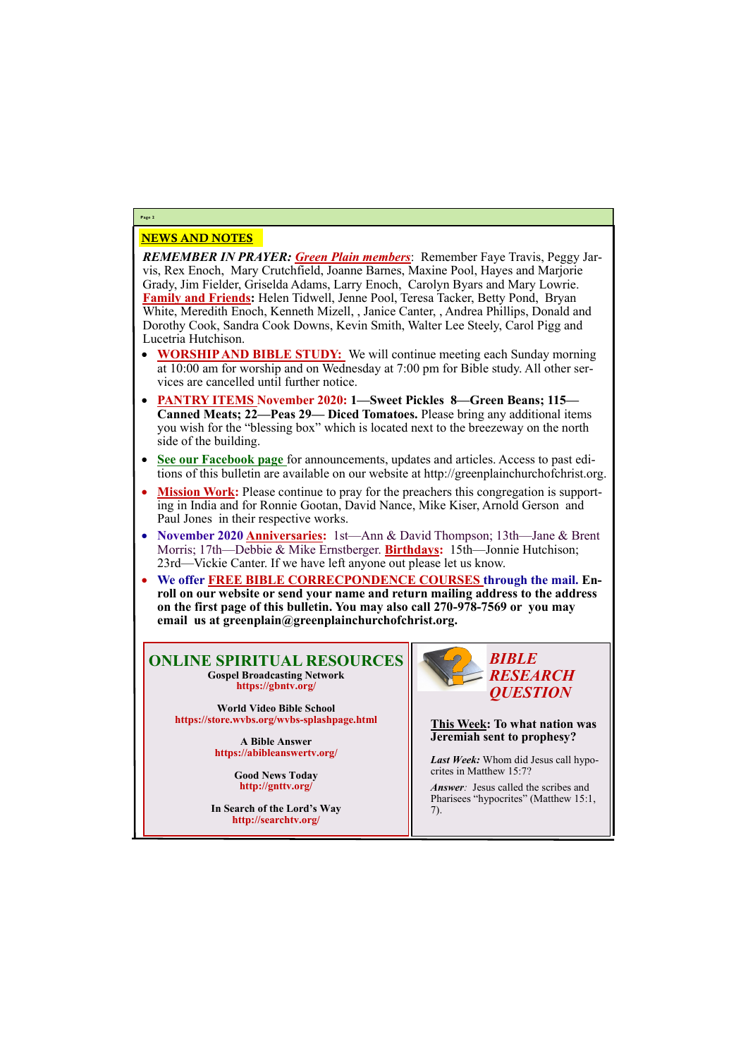## NEWS AND NOTES

***REMEMBER IN PRAYER:*** ***Green Plain members***: Remember Faye Travis, Peggy Jarvis, Rex Enoch, Mary Crutchfield, Joanne Barnes, Maxine Pool, Hayes and Marjorie Grady, Jim Fielder, Griselda Adams, Larry Enoch, Carolyn Byars and Mary Lowrie. **Family and Friends:** Helen Tidwell, Jenne Pool, Teresa Tacker, Betty Pond, Bryan White, Meredith Enoch, Kenneth Mizell, , Janice Canter, , Andrea Phillips, Donald and Dorothy Cook, Sandra Cook Downs, Kevin Smith, Walter Lee Steely, Carol Pigg and Lucetria Hutchison.

- **WORSHIP AND BIBLE STUDY:** We will continue meeting each Sunday morning at 10:00 am for worship and on Wednesday at 7:00 pm for Bible study. All other services are cancelled until further notice.
- **PANTRY ITEMS November 2020: 1—Sweet Pickles 8—Green Beans; 115—Canned Meats; 22—Peas 29— Diced Tomatoes.** Please bring any additional items you wish for the "blessing box" which is located next to the breezeway on the north side of the building.
- **See our Facebook page** for announcements, updates and articles. Access to past editions of this bulletin are available on our website at http://greenplainchurchofchrist.org.
- **Mission Work:** Please continue to pray for the preachers this congregation is supporting in India and for Ronnie Gootan, David Nance, Mike Kiser, Arnold Gerson and Paul Jones in their respective works.
- **November 2020 Anniversaries:** 1st—Ann & David Thompson; 13th—Jane & Brent Morris; 17th—Debbie & Mike Ernstberger. **Birthdays:** 15th—Jonnie Hutchison; 23rd—Vickie Canter. If we have left anyone out please let us know.
- **We offer FREE BIBLE CORRECPONDENCE COURSES through the mail. Enroll on our website or send your name and return mailing address to the address on the first page of this bulletin. You may also call 270-978-7569 or you may email us at greenplain@greenplainchurchofchrist.org.**

## ONLINE SPIRITUAL RESOURCES

**Gospel Broadcasting Network**
https://gbntv.org/

**World Video Bible School**
https://store.wvbs.org/wvbs-splashpage.html

**A Bible Answer**
https://abibleanswertv.org/

**Good News Today**
http://gnttv.org/

**In Search of the Lord's Way**
http://searchtv.org/

## *BIBLE RESEARCH QUESTION*

**This Week: To what nation was Jeremiah sent to prophesy?**

***Last Week:*** Whom did Jesus call hypocrites in Matthew 15:7?

***Answer:*** Jesus called the scribes and Pharisees "hypocrites" (Matthew 15:1, 7).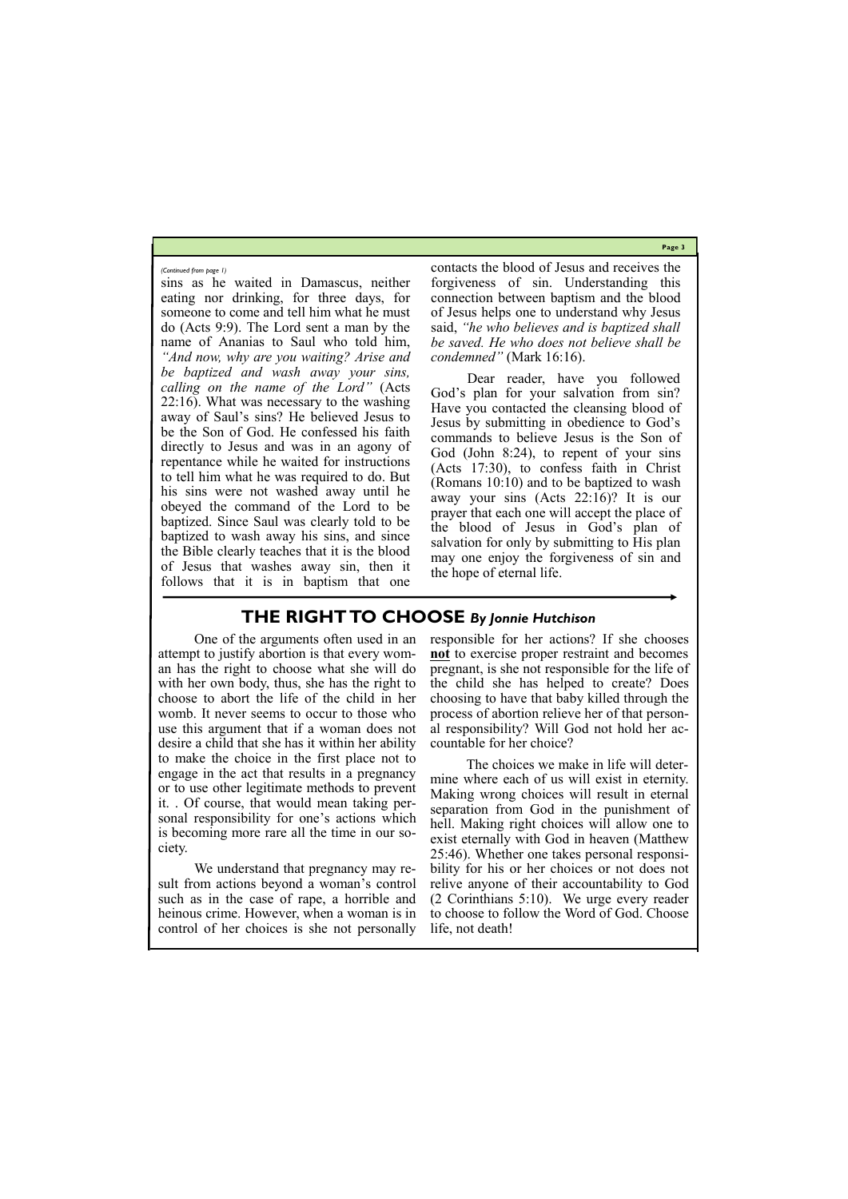*(Continued from page 1)*

sins as he waited in Damascus, neither eating nor drinking, for three days, for someone to come and tell him what he must do (Acts 9:9). The Lord sent a man by the name of Ananias to Saul who told him, *"And now, why are you waiting? Arise and be baptized and wash away your sins, calling on the name of the Lord"* (Acts 22:16). What was necessary to the washing away of Saul's sins? He believed Jesus to be the Son of God. He confessed his faith directly to Jesus and was in an agony of repentance while he waited for instructions to tell him what he was required to do. But his sins were not washed away until he obeyed the command of the Lord to be baptized. Since Saul was clearly told to be baptized to wash away his sins, and since the Bible clearly teaches that it is the blood of Jesus that washes away sin, then it follows that it is in baptism that one contacts the blood of Jesus and receives the forgiveness of sin. Understanding this connection between baptism and the blood of Jesus helps one to understand why Jesus said, *"he who believes and is baptized shall be saved. He who does not believe shall be condemned"* (Mark 16:16).

Dear reader, have you followed God's plan for your salvation from sin? Have you contacted the cleansing blood of Jesus by submitting in obedience to God's commands to believe Jesus is the Son of God (John 8:24), to repent of your sins (Acts 17:30), to confess faith in Christ (Romans 10:10) and to be baptized to wash away your sins (Acts 22:16)? It is our prayer that each one will accept the place of the blood of Jesus in God's plan of salvation for only by submitting to His plan may one enjoy the forgiveness of sin and the hope of eternal life.

## THE RIGHT TO CHOOSE *By Jonnie Hutchison*

One of the arguments often used in an attempt to justify abortion is that every woman has the right to choose what she will do with her own body, thus, she has the right to choose to abort the life of the child in her womb. It never seems to occur to those who use this argument that if a woman does not desire a child that she has it within her ability to make the choice in the first place not to engage in the act that results in a pregnancy or to use other legitimate methods to prevent it. . Of course, that would mean taking personal responsibility for one's actions which is becoming more rare all the time in our society.

We understand that pregnancy may result from actions beyond a woman's control such as in the case of rape, a horrible and heinous crime. However, when a woman is in control of her choices is she not personally responsible for her actions? If she chooses **not** to exercise proper restraint and becomes pregnant, is she not responsible for the life of the child she has helped to create? Does choosing to have that baby killed through the process of abortion relieve her of that personal responsibility? Will God not hold her accountable for her choice?

The choices we make in life will determine where each of us will exist in eternity. Making wrong choices will result in eternal separation from God in the punishment of hell. Making right choices will allow one to exist eternally with God in heaven (Matthew 25:46). Whether one takes personal responsibility for his or her choices or not does not relive anyone of their accountability to God (2 Corinthians 5:10). We urge every reader to choose to follow the Word of God. Choose life, not death!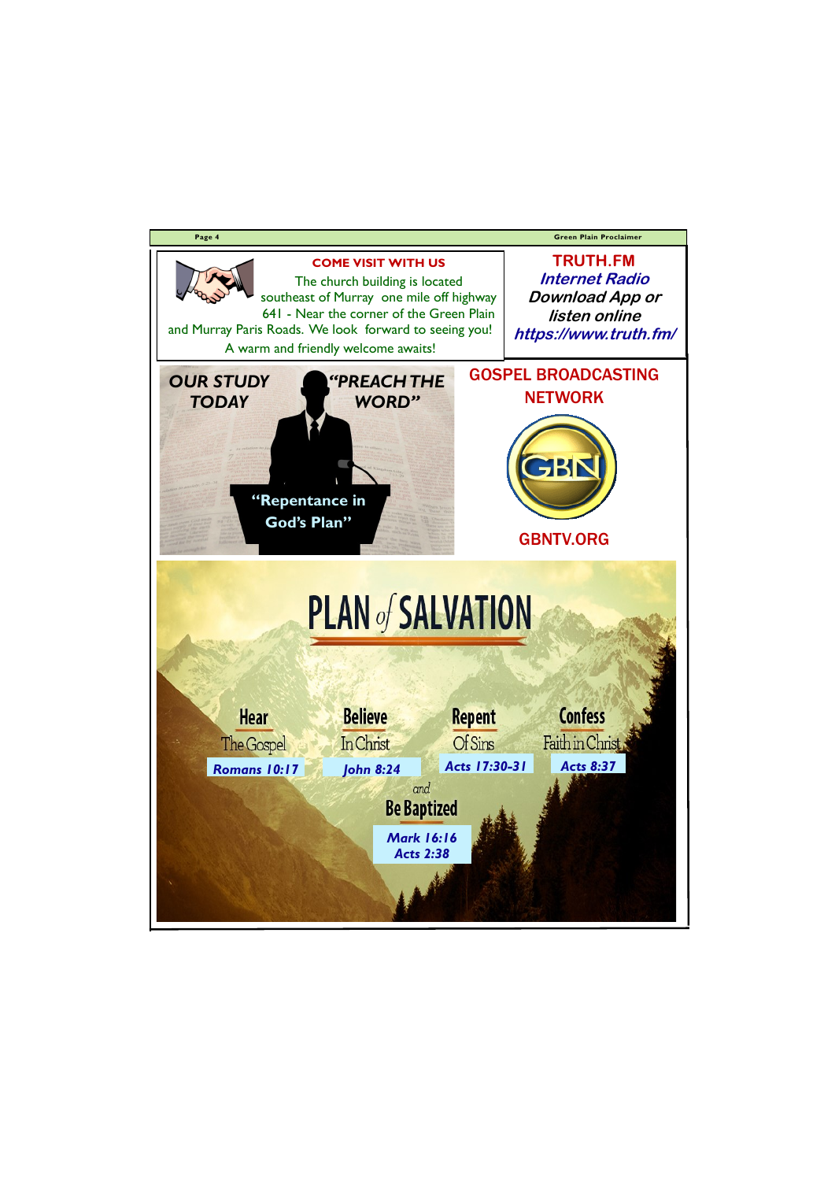## COME VISIT WITH US

The church building is located southeast of Murray one mile off highway 641 - Near the corner of the Green Plain and Murray Paris Roads. We look forward to seeing you!

A warm and friendly welcome awaits!

## TRUTH.FM

*Internet Radio*

***Download App or listen online***

***https://www.truth.fm/***

## OUR STUDY TODAY

***"PREACH THE WORD"***

**"Repentance in God's Plan"**

## GOSPEL BROADCASTING NETWORK

GBN

GBNTV.ORG

## PLAN of SALVATION

**Hear**
The Gospel
***Romans 10:17***

**Believe**
In Christ
***John 8:24***

**Repent**
Of Sins
***Acts 17:30-31***

**Confess**
Faith in Christ
***Acts 8:37***

*and*

**Be Baptized**
***Mark 16:16***
***Acts 2:38***